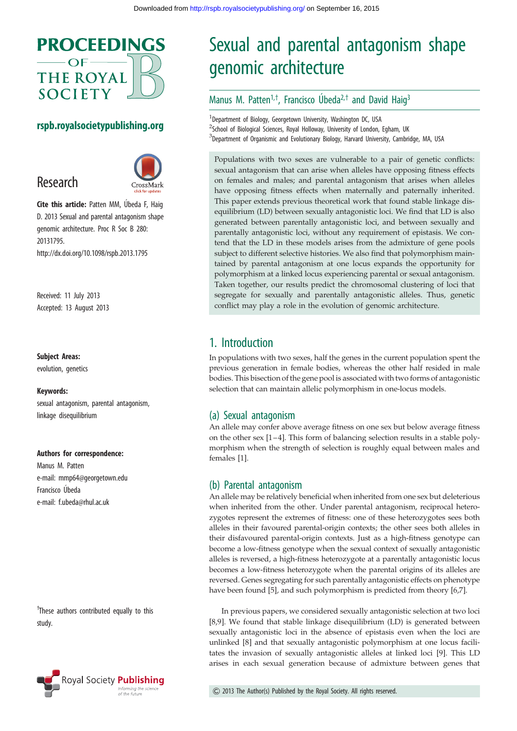# Sexual and parental antagonism shape genomic architecture

Manus M. Patten[1,†], Francisco Úbeda[2,†] and David Haig[3]

[1]Department of Biology, Georgetown University, Washington DC, USA
[2]School of Biological Sciences, Royal Holloway, University of London, Egham, UK
[3]Department of Organismic and Evolutionary Biology, Harvard University, Cambridge, MA, USA

Research

**Cite this article:** Patten MM, Úbeda F, Haig D. 2013 Sexual and parental antagonism shape genomic architecture. Proc R Soc B 280: 20131795.
http://dx.doi.org/10.1098/rspb.2013.1795

Received: 11 July 2013
Accepted: 13 August 2013

**Subject Areas:**
evolution, genetics

**Keywords:**
sexual antagonism, parental antagonism, linkage disequilibrium

**Authors for correspondence:**
Manus M. Patten
e-mail: mmp64@georgetown.edu
Francisco Úbeda
e-mail: f.ubeda@rhul.ac.uk

[†]These authors contributed equally to this study.

Populations with two sexes are vulnerable to a pair of genetic conflicts: sexual antagonism that can arise when alleles have opposing fitness effects on females and males; and parental antagonism that arises when alleles have opposing fitness effects when maternally and paternally inherited. This paper extends previous theoretical work that found stable linkage disequilibrium (LD) between sexually antagonistic loci. We find that LD is also generated between parentally antagonistic loci, and between sexually and parentally antagonistic loci, without any requirement of epistasis. We contend that the LD in these models arises from the admixture of gene pools subject to different selective histories. We also find that polymorphism maintained by parental antagonism at one locus expands the opportunity for polymorphism at a linked locus experiencing parental or sexual antagonism. Taken together, our results predict the chromosomal clustering of loci that segregate for sexually and parentally antagonistic alleles. Thus, genetic conflict may play a role in the evolution of genomic architecture.

## 1. Introduction

In populations with two sexes, half the genes in the current population spent the previous generation in female bodies, whereas the other half resided in male bodies. This bisection of the gene pool is associated with two forms of antagonistic selection that can maintain allelic polymorphism in one-locus models.

### (a) Sexual antagonism

An allele may confer above average fitness on one sex but below average fitness on the other sex [1–4]. This form of balancing selection results in a stable polymorphism when the strength of selection is roughly equal between males and females [1].

### (b) Parental antagonism

An allele may be relatively beneficial when inherited from one sex but deleterious when inherited from the other. Under parental antagonism, reciprocal heterozygotes represent the extremes of fitness: one of these heterozygotes sees both alleles in their favoured parental-origin contexts; the other sees both alleles in their disfavoured parental-origin contexts. Just as a high-fitness genotype can become a low-fitness genotype when the sexual context of sexually antagonistic alleles is reversed, a high-fitness heterozygote at a parentally antagonistic locus becomes a low-fitness heterozygote when the parental origins of its alleles are reversed. Genes segregating for such parentally antagonistic effects on phenotype have been found [5], and such polymorphism is predicted from theory [6,7].

In previous papers, we considered sexually antagonistic selection at two loci [8,9]. We found that stable linkage disequilibrium (LD) is generated between sexually antagonistic loci in the absence of epistasis even when the loci are unlinked [8] and that sexually antagonistic polymorphism at one locus facilitates the invasion of sexually antagonistic alleles at linked loci [9]. This LD arises in each sexual generation because of admixture between genes that

© 2013 The Author(s) Published by the Royal Society. All rights reserved.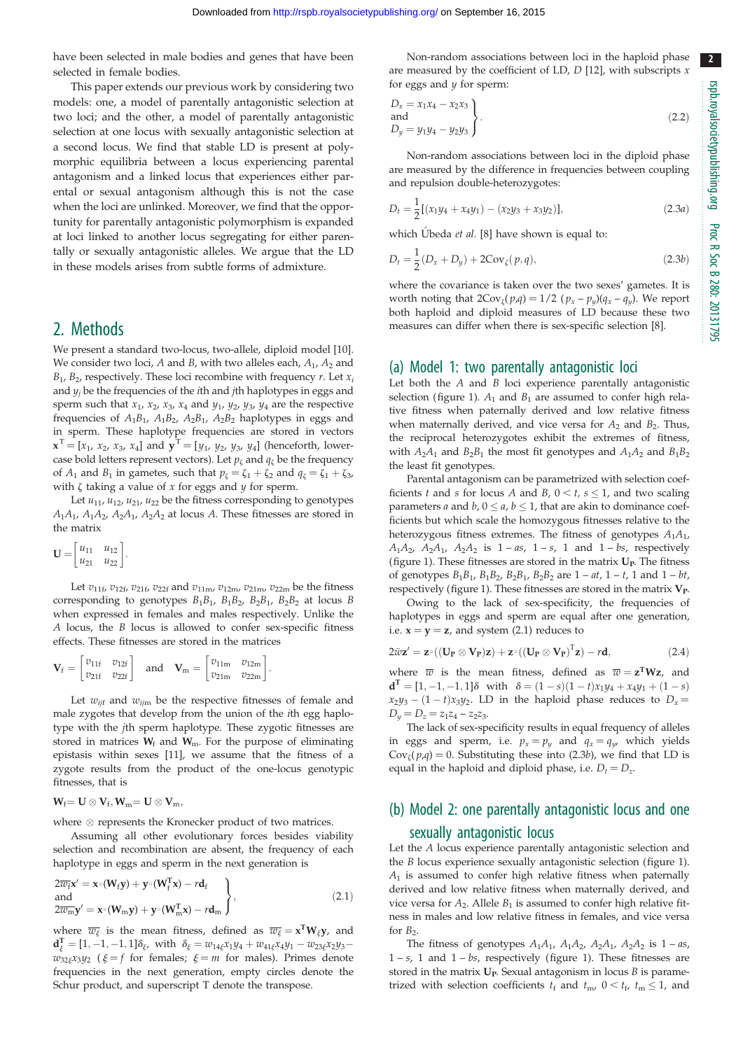have been selected in male bodies and genes that have been selected in female bodies.

This paper extends our previous work by considering two models: one, a model of parentally antagonistic selection at two loci; and the other, a model of parentally antagonistic selection at one locus with sexually antagonistic selection at a second locus. We find that stable LD is present at polymorphic equilibria between a locus experiencing parental antagonism and a linked locus that experiences either parental or sexual antagonism although this is not the case when the loci are unlinked. Moreover, we find that the opportunity for parentally antagonistic polymorphism is expanded at loci linked to another locus segregating for either parentally or sexually antagonistic alleles. We argue that the LD in these models arises from subtle forms of admixture.

## 2. Methods

We present a standard two-locus, two-allele, diploid model [10]. We consider two loci, $A$ and $B$, with two alleles each, $A_1$, $A_2$ and $B_1$, $B_2$, respectively. These loci recombine with frequency $r$. Let $x_i$ and $y_j$ be the frequencies of the $i$th and $j$th haplotypes in eggs and sperm such that $x_1$, $x_2$, $x_3$, $x_4$ and $y_1$, $y_2$, $y_3$, $y_4$ are the respective frequencies of $A_1B_1$, $A_1B_2$, $A_2B_1$, $A_2B_2$ haplotypes in eggs and in sperm. These haplotype frequencies are stored in vectors $\mathbf{x}^T = [x_1, x_2, x_3, x_4]$ and $\mathbf{y}^T = [y_1, y_2, y_3, y_4]$ (henceforth, lower-case bold letters represent vectors). Let $p_\zeta$ and $q_\zeta$ be the frequency of $A_1$ and $B_1$ in gametes, such that $p_\zeta = \zeta_1 + \zeta_2$ and $q_\zeta = \zeta_1 + \zeta_3$, with $\zeta$ taking a value of $x$ for eggs and $y$ for sperm.

Let $u_{11}$, $u_{12}$, $u_{21}$, $u_{22}$ be the fitness corresponding to genotypes $A_1A_1$, $A_1A_2$, $A_2A_1$, $A_2A_2$ at locus $A$. These fitnesses are stored in the matrix

$$\mathbf{U} = \begin{bmatrix} u_{11} & u_{12} \\ u_{21} & u_{22} \end{bmatrix}.$$

Let $v_{11\mathrm{f}}$, $v_{12\mathrm{f}}$, $v_{21\mathrm{f}}$, $v_{22\mathrm{f}}$ and $v_{11\mathrm{m}}$, $v_{12\mathrm{m}}$, $v_{21\mathrm{m}}$, $v_{22\mathrm{m}}$ be the fitness corresponding to genotypes $B_1B_1$, $B_1B_2$, $B_2B_1$, $B_2B_2$ at locus $B$ when expressed in females and males respectively. Unlike the $A$ locus, the $B$ locus is allowed to confer sex-specific fitness effects. These fitnesses are stored in the matrices

$$\mathbf{V}_\mathrm{f} = \begin{bmatrix} v_{11\mathrm{f}} & v_{12\mathrm{f}} \\ v_{21\mathrm{f}} & v_{22\mathrm{f}} \end{bmatrix} \quad \text{and} \quad \mathbf{V}_\mathrm{m} = \begin{bmatrix} v_{11\mathrm{m}} & v_{12\mathrm{m}} \\ v_{21\mathrm{m}} & v_{22\mathrm{m}} \end{bmatrix}.$$

Let $w_{ij\mathrm{f}}$ and $w_{ij\mathrm{m}}$ be the respective fitnesses of female and male zygotes that develop from the union of the $i$th egg haplotype with the $j$th sperm haplotype. These zygotic fitnesses are stored in matrices $\mathbf{W}_\mathrm{f}$ and $\mathbf{W}_\mathrm{m}$. For the purpose of eliminating epistasis within sexes [11], we assume that the fitness of a zygote results from the product of the one-locus genotypic fitnesses, that is

$$\mathbf{W}_\mathrm{f} = \mathbf{U} \otimes \mathbf{V}_\mathrm{f},\ \mathbf{W}_\mathrm{m} = \mathbf{U} \otimes \mathbf{V}_\mathrm{m},$$

where $\otimes$ represents the Kronecker product of two matrices.

Assuming all other evolutionary forces besides viability selection and recombination are absent, the frequency of each haplotype in eggs and sperm in the next generation is

$$\left.\begin{aligned} &2\overline{w}_\mathrm{f}\mathbf{x}' = \mathbf{x}\circ(\mathbf{W}_\mathrm{f}\mathbf{y}) + \mathbf{y}\circ(\mathbf{W}_\mathrm{f}^T\mathbf{x}) - r\mathbf{d}_\mathrm{f} \\ &\text{and} \\ &2\overline{w}_\mathrm{m}\mathbf{y}' = \mathbf{x}\circ(\mathbf{W}_\mathrm{m}\mathbf{y}) + \mathbf{y}\circ(\mathbf{W}_\mathrm{m}^T\mathbf{x}) - r\mathbf{d}_\mathrm{m} \end{aligned}\right\}, \tag{2.1}$$

where $\overline{w}_\xi$ is the mean fitness, defined as $\overline{w}_\xi = \mathbf{x}^T\mathbf{W}_\xi\mathbf{y}$, and $\mathbf{d}_\xi^T = [1, -1, -1, 1]\delta_\xi$, with $\delta_\xi = w_{14\xi}x_1y_4 + w_{41\xi}x_4y_1 - w_{23\xi}x_2y_3 - w_{32\xi}x_3y_2$ ($\xi = f$ for females; $\xi = m$ for males). Primes denote frequencies in the next generation, empty circles denote the Schur product, and superscript T denote the transpose.

Non-random associations between loci in the haploid phase are measured by the coefficient of LD, $D$ [12], with subscripts $x$ for eggs and $y$ for sperm:

$$\left.\begin{aligned} &D_x = x_1x_4 - x_2x_3 \\ &\text{and} \\ &D_y = y_1y_4 - y_2y_3 \end{aligned}\right\}. \tag{2.2}$$

Non-random associations between loci in the diploid phase are measured by the difference in frequencies between coupling and repulsion double-heterozygotes:

$$D_t = \frac{1}{2}[(x_1y_4 + x_4y_1) - (x_2y_3 + x_3y_2)], \tag{2.3a}$$

which Úbeda *et al.* [8] have shown is equal to:

$$D_t = \frac{1}{2}(D_x + D_y) + 2\mathrm{Cov}_\zeta(p, q), \tag{2.3b}$$

where the covariance is taken over the two sexes' gametes. It is worth noting that $2\mathrm{Cov}_\zeta(p,q) = 1/2\ (p_x - p_y)(q_x - q_y)$. We report both haploid and diploid measures of LD because these two measures can differ when there is sex-specific selection [8].

### (a) Model 1: two parentally antagonistic loci

Let both the $A$ and $B$ loci experience parentally antagonistic selection (figure 1). $A_1$ and $B_1$ are assumed to confer high relative fitness when paternally derived and low relative fitness when maternally derived, and vice versa for $A_2$ and $B_2$. Thus, the reciprocal heterozygotes exhibit the extremes of fitness, with $A_2A_1$ and $B_2B_1$ the most fit genotypes and $A_1A_2$ and $B_1B_2$ the least fit genotypes.

Parental antagonism can be parametrized with selection coefficients $t$ and $s$ for locus $A$ and $B$, $0 < t$, $s \leq 1$, and two scaling parameters $a$ and $b$, $0 \leq a$, $b \leq 1$, that are akin to dominance coefficients but which scale the homozygous fitnesses relative to the heterozygous fitness extremes. The fitness of genotypes $A_1A_1$, $A_1A_2$, $A_2A_1$, $A_2A_2$ is $1 - as$, $1 - s$, $1$ and $1 - bs$, respectively (figure 1). These fitnesses are stored in the matrix $\mathbf{U_P}$. The fitness of genotypes $B_1B_1$, $B_1B_2$, $B_2B_1$, $B_2B_2$ are $1 - at$, $1 - t$, $1$ and $1 - bt$, respectively (figure 1). These fitnesses are stored in the matrix $\mathbf{V_P}$.

Owing to the lack of sex-specificity, the frequencies of haplotypes in eggs and sperm are equal after one generation, i.e. $\mathbf{x} = \mathbf{y} = \mathbf{z}$, and system (2.1) reduces to

$$2\overline{w}\mathbf{z}' = \mathbf{z}\circ((\mathbf{U_P} \otimes \mathbf{V_P})\mathbf{z}) + \mathbf{z}\circ((\mathbf{U_P} \otimes \mathbf{V_P})^T\mathbf{z}) - r\mathbf{d}, \tag{2.4}$$

where $\overline{w}$ is the mean fitness, defined as $\overline{w} = \mathbf{z}^T\mathbf{W}\mathbf{z}$, and $\mathbf{d}^T = [1, -1, -1, 1]\delta$ with $\delta = (1-s)(1-t)x_1y_4 + x_4y_1 + (1-s)x_2y_3 - (1-t)x_3y_2$. LD in the haploid phase reduces to $D_x = D_y = D_z = z_1z_4 - z_2z_3$.

The lack of sex-specificity results in equal frequency of alleles in eggs and sperm, i.e. $p_x = p_y$ and $q_x = q_y$, which yields $\mathrm{Cov}_\zeta(p,q) = 0$. Substituting these into (2.3b), we find that LD is equal in the haploid and diploid phase, i.e. $D_t = D_z$.

### (b) Model 2: one parentally antagonistic locus and one sexually antagonistic locus

Let the $A$ locus experience parentally antagonistic selection and the $B$ locus experience sexually antagonistic selection (figure 1). $A_1$ is assumed to confer high relative fitness when paternally derived and low relative fitness when maternally derived, and vice versa for $A_2$. Allele $B_1$ is assumed to confer high relative fitness in males and low relative fitness in females, and vice versa for $B_2$.

The fitness of genotypes $A_1A_1$, $A_1A_2$, $A_2A_1$, $A_2A_2$ is $1 - as$, $1 - s$, $1$ and $1 - bs$, respectively (figure 1). These fitnesses are stored in the matrix $\mathbf{U_P}$. Sexual antagonism in locus $B$ is parametrized with selection coefficients $t_\mathrm{f}$ and $t_\mathrm{m}$, $0 < t_\mathrm{f}$, $t_\mathrm{m} \leq 1$, and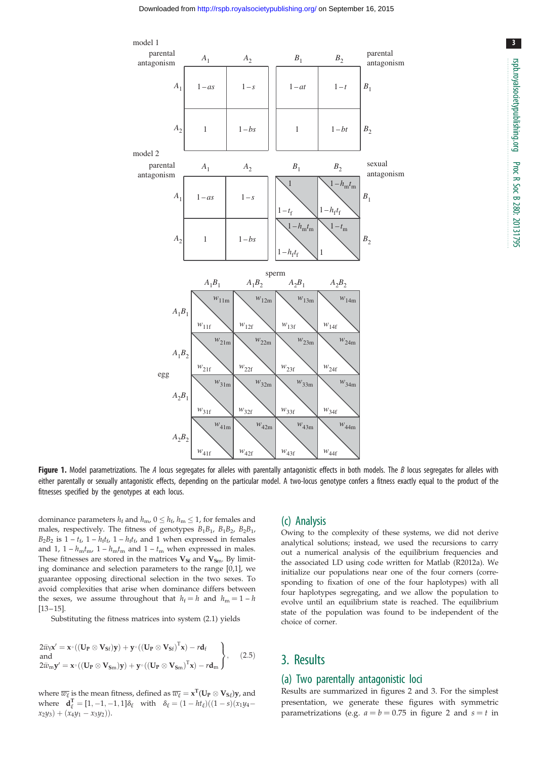model 1

| parental antagonism | $A_1$ | $A_2$ |
| --- | --- | --- |
| $A_1$ | $1-as$ | $1-s$ |
| $A_2$ | $1$ | $1-bs$ |

| parental antagonism | $B_1$ | $B_2$ |
| --- | --- | --- |
| $B_1$ | $1-at$ | $1-t$ |
| $B_2$ | $1$ | $1-bt$ |

model 2

| parental antagonism | $A_1$ | $A_2$ |
| --- | --- | --- |
| $A_1$ | $1-as$ | $1-s$ |
| $A_2$ | $1$ | $1-bs$ |

| sexual antagonism | $B_1$ | $B_2$ |
| --- | --- | --- |
| $B_1$ | $1$ / $1-t_f$ | $1-h_m t_m$ / $1-h_f t_f$ |
| $B_2$ | $1-h_m t_m$ / $1-h_f t_f$ | $1-t_m$ / $1$ |

| egg \ sperm | $A_1B_1$ | $A_1B_2$ | $A_2B_1$ | $A_2B_2$ |
| --- | --- | --- | --- | --- |
| $A_1B_1$ | $w_{11m}$ / $w_{11f}$ | $w_{12m}$ / $w_{12f}$ | $w_{13m}$ / $w_{13f}$ | $w_{14m}$ / $w_{14f}$ |
| $A_1B_2$ | $w_{21m}$ / $w_{21f}$ | $w_{22m}$ / $w_{22f}$ | $w_{23m}$ / $w_{23f}$ | $w_{24m}$ / $w_{24f}$ |
| $A_2B_1$ | $w_{31m}$ / $w_{31f}$ | $w_{32m}$ / $w_{32f}$ | $w_{33m}$ / $w_{33f}$ | $w_{34m}$ / $w_{34f}$ |
| $A_2B_2$ | $w_{41m}$ / $w_{41f}$ | $w_{42m}$ / $w_{42f}$ | $w_{43m}$ / $w_{43f}$ | $w_{44m}$ / $w_{44f}$ |

**Figure 1.** Model parametrizations. The *A* locus segregates for alleles with parentally antagonistic effects in both models. The *B* locus segregates for alleles with either parentally or sexually antagonistic effects, depending on the particular model. A two-locus genotype confers a fitness exactly equal to the product of the fitnesses specified by the genotypes at each locus.

dominance parameters $h_f$ and $h_m$, $0 \leq h_f, h_m \leq 1$, for females and males, respectively. The fitness of genotypes $B_1B_1$, $B_1B_2$, $B_2B_1$, $B_2B_2$ is $1 - t_f$, $1 - h_f t_f$, $1 - h_f t_f$, and 1 when expressed in females and 1, $1 - h_m t_m$, $1 - h_m t_m$ and $1 - t_m$ when expressed in males. These fitnesses are stored in the matrices $\mathbf{V}_{Sf}$ and $\mathbf{V}_{Sm}$. By limiting dominance and selection parameters to the range [0,1], we guarantee opposing directional selection in the two sexes. To avoid complexities that arise when dominance differs between the sexes, we assume throughout that $h_f = h$ and $h_m = 1 - h$ [13–15].

Substituting the fitness matrices into system (2.5) yields

$$\left.\begin{aligned} &2\bar{w}_f \mathbf{x}' = \mathbf{x}\circ((\mathbf{U_P} \otimes \mathbf{V}_{Sf})\mathbf{y}) + \mathbf{y}\circ((\mathbf{U_P} \otimes \mathbf{V}_{Sf})^{\mathrm{T}}\mathbf{x}) - r\mathbf{d}_f \\ &\text{and} \\ &2\bar{w}_m \mathbf{y}' = \mathbf{x}\circ((\mathbf{U_P} \otimes \mathbf{V}_{Sm})\mathbf{y}) + \mathbf{y}\circ((\mathbf{U_P} \otimes \mathbf{V}_{Sm})^{\mathrm{T}}\mathbf{x}) - r\mathbf{d}_m \end{aligned}\right\}, \qquad (2.5)$$

where $\overline{w_\xi}$ is the mean fitness, defined as $\overline{w_\xi} = \mathbf{x}^{\mathrm{T}}(\mathbf{U_P} \otimes \mathbf{V}_{S\xi})\mathbf{y}$, and where $\mathbf{d}_\xi^{\mathrm{T}} = [1, -1, -1, 1]\delta_\xi$ with $\delta_\xi = (1 - ht_\xi)((1 - s)(x_1y_4 - x_2y_3) + (x_4y_1 - x_3y_2))$.

## (c) Analysis

Owing to the complexity of these systems, we did not derive analytical solutions; instead, we used the recursions to carry out a numerical analysis of the equilibrium frequencies and the associated LD using code written for Matlab (R2012a). We initialize our populations near one of the four corners (corresponding to fixation of one of the four haplotypes) with all four haplotypes segregating, and we allow the population to evolve until an equilibrium state is reached. The equilibrium state of the population was found to be independent of the choice of corner.

# 3. Results

## (a) Two parentally antagonistic loci

Results are summarized in figures 2 and 3. For the simplest presentation, we generate these figures with symmetric parametrizations (e.g. $a = b = 0.75$ in figure 2 and $s = t$ in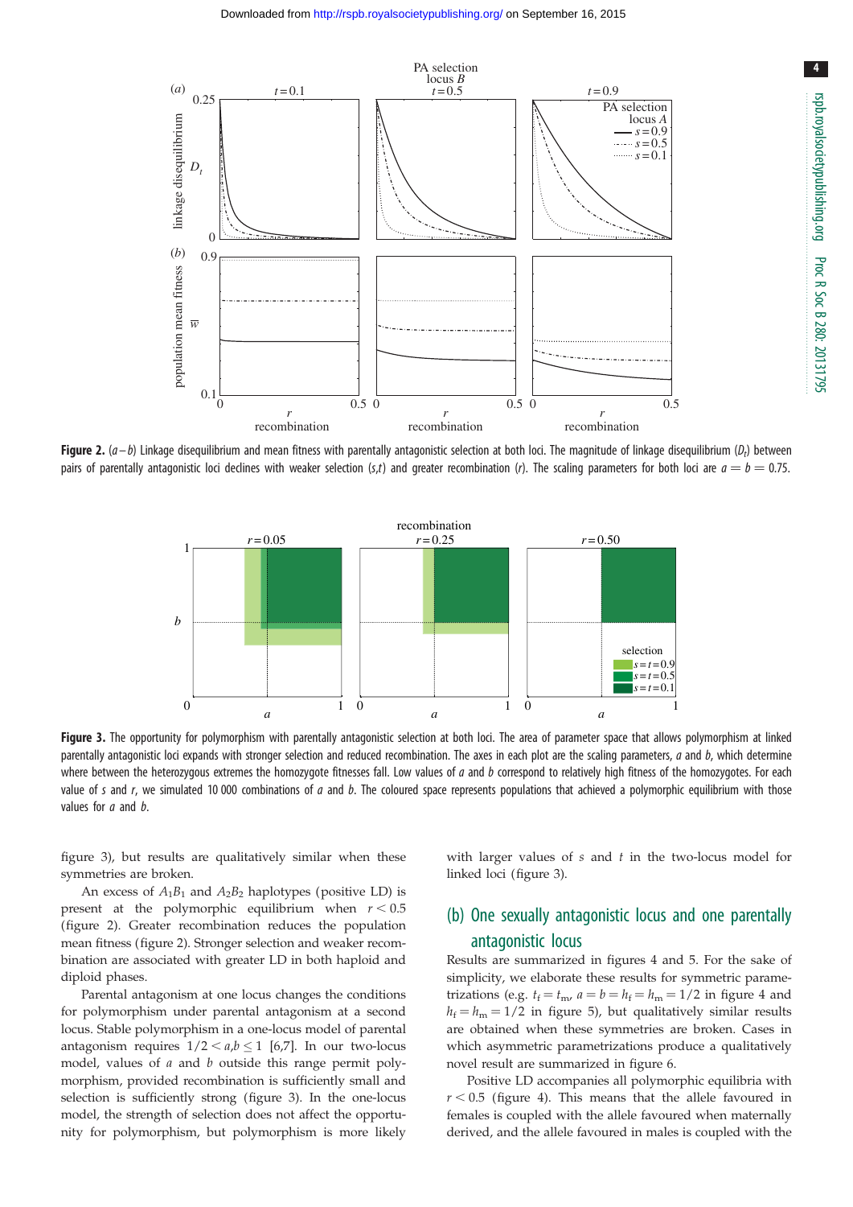**Figure 2.** (*a*–*b*) Linkage disequilibrium and mean fitness with parentally antagonistic selection at both loci. The magnitude of linkage disequilibrium ($D_t$) between pairs of parentally antagonistic loci declines with weaker selection ($s$,$t$) and greater recombination ($r$). The scaling parameters for both loci are $a = b = 0.75$.

**Figure 3.** The opportunity for polymorphism with parentally antagonistic selection at both loci. The area of parameter space that allows polymorphism at linked parentally antagonistic loci expands with stronger selection and reduced recombination. The axes in each plot are the scaling parameters, $a$ and $b$, which determine where between the heterozygous extremes the homozygote fitnesses fall. Low values of $a$ and $b$ correspond to relatively high fitness of the homozygotes. For each value of $s$ and $r$, we simulated 10 000 combinations of $a$ and $b$. The coloured space represents populations that achieved a polymorphic equilibrium with those values for $a$ and $b$.

figure 3), but results are qualitatively similar when these symmetries are broken.

An excess of $A_1B_1$ and $A_2B_2$ haplotypes (positive LD) is present at the polymorphic equilibrium when $r < 0.5$ (figure 2). Greater recombination reduces the population mean fitness (figure 2). Stronger selection and weaker recombination are associated with greater LD in both haploid and diploid phases.

Parental antagonism at one locus changes the conditions for polymorphism under parental antagonism at a second locus. Stable polymorphism in a one-locus model of parental antagonism requires $1/2 < a,b \leq 1$ [6,7]. In our two-locus model, values of $a$ and $b$ outside this range permit polymorphism, provided recombination is sufficiently small and selection is sufficiently strong (figure 3). In the one-locus model, the strength of selection does not affect the opportunity for polymorphism, but polymorphism is more likely with larger values of $s$ and $t$ in the two-locus model for linked loci (figure 3).

## (b) One sexually antagonistic locus and one parentally antagonistic locus

Results are summarized in figures 4 and 5. For the sake of simplicity, we elaborate these results for symmetric parametrizations (e.g. $t_f = t_m$, $a = b = h_f = h_m = 1/2$ in figure 4 and $h_f = h_m = 1/2$ in figure 5), but qualitatively similar results are obtained when these symmetries are broken. Cases in which asymmetric parametrizations produce a qualitatively novel result are summarized in figure 6.

Positive LD accompanies all polymorphic equilibria with $r < 0.5$ (figure 4). This means that the allele favoured in females is coupled with the allele favoured when maternally derived, and the allele favoured in males is coupled with the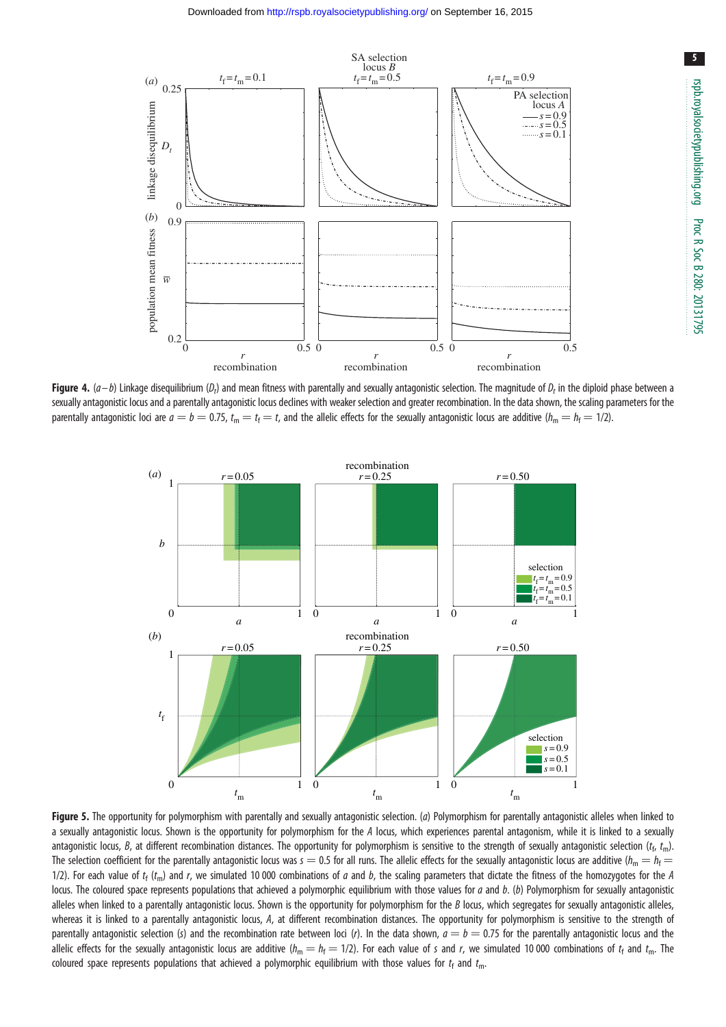**Figure 4.** (*a*–*b*) Linkage disequilibrium ($D_t$) and mean fitness with parentally and sexually antagonistic selection. The magnitude of $D_t$ in the diploid phase between a sexually antagonistic locus and a parentally antagonistic locus declines with weaker selection and greater recombination. In the data shown, the scaling parameters for the parentally antagonistic loci are $a = b = 0.75$, $t_m = t_f = t$, and the allelic effects for the sexually antagonistic locus are additive ($h_m = h_f = 1/2$).

**Figure 5.** The opportunity for polymorphism with parentally and sexually antagonistic selection. (*a*) Polymorphism for parentally antagonistic alleles when linked to a sexually antagonistic locus. Shown is the opportunity for polymorphism for the *A* locus, which experiences parental antagonism, while it is linked to a sexually antagonistic locus, *B*, at different recombination distances. The opportunity for polymorphism is sensitive to the strength of sexually antagonistic selection ($t_f$, $t_m$). The selection coefficient for the parentally antagonistic locus was $s = 0.5$ for all runs. The allelic effects for the sexually antagonistic locus are additive ($h_m = h_f = 1/2$). For each value of $t_f$ ($t_m$) and *r*, we simulated 10 000 combinations of *a* and *b*, the scaling parameters that dictate the fitness of the homozygotes for the *A* locus. The coloured space represents populations that achieved a polymorphic equilibrium with those values for *a* and *b*. (*b*) Polymorphism for sexually antagonistic alleles when linked to a parentally antagonistic locus. Shown is the opportunity for polymorphism for the *B* locus, which segregates for sexually antagonistic alleles, whereas it is linked to a parentally antagonistic locus, *A*, at different recombination distances. The opportunity for polymorphism is sensitive to the strength of parentally antagonistic selection (*s*) and the recombination rate between loci (*r*). In the data shown, $a = b = 0.75$ for the parentally antagonistic locus and the allelic effects for the sexually antagonistic locus are additive ($h_m = h_f = 1/2$). For each value of *s* and *r*, we simulated 10 000 combinations of $t_f$ and $t_m$. The coloured space represents populations that achieved a polymorphic equilibrium with those values for $t_f$ and $t_m$.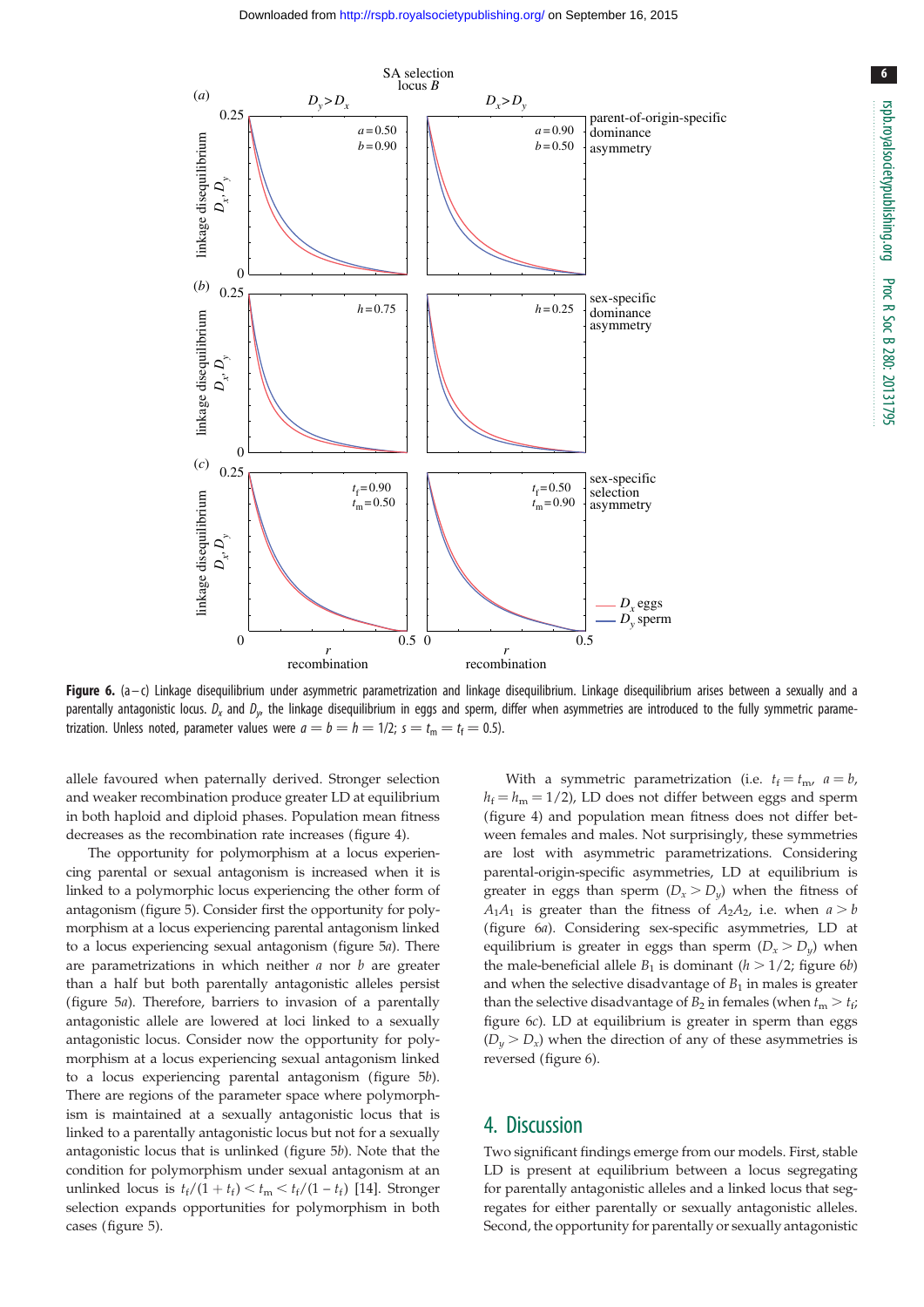**Figure 6.** (a–c) Linkage disequilibrium under asymmetric parametrization and linkage disequilibrium. Linkage disequilibrium arises between a sexually and a parentally antagonistic locus. $D_x$ and $D_y$, the linkage disequilibrium in eggs and sperm, differ when asymmetries are introduced to the fully symmetric parametrization. Unless noted, parameter values were $a = b = h = 1/2$; $s = t_m = t_f = 0.5$).

allele favoured when paternally derived. Stronger selection and weaker recombination produce greater LD at equilibrium in both haploid and diploid phases. Population mean fitness decreases as the recombination rate increases (figure 4).

The opportunity for polymorphism at a locus experiencing parental or sexual antagonism is increased when it is linked to a polymorphic locus experiencing the other form of antagonism (figure 5). Consider first the opportunity for polymorphism at a locus experiencing parental antagonism linked to a locus experiencing sexual antagonism (figure 5*a*). There are parametrizations in which neither $a$ nor $b$ are greater than a half but both parentally antagonistic alleles persist (figure 5*a*). Therefore, barriers to invasion of a parentally antagonistic allele are lowered at loci linked to a sexually antagonistic locus. Consider now the opportunity for polymorphism at a locus experiencing sexual antagonism linked to a locus experiencing parental antagonism (figure 5*b*). There are regions of the parameter space where polymorphism is maintained at a sexually antagonistic locus that is linked to a parentally antagonistic locus but not for a sexually antagonistic locus that is unlinked (figure 5*b*). Note that the condition for polymorphism under sexual antagonism at an unlinked locus is $t_f/(1 + t_f) < t_m < t_f/(1 - t_f)$ [14]. Stronger selection expands opportunities for polymorphism in both cases (figure 5).

With a symmetric parametrization (i.e. $t_f = t_m$, $a = b$, $h_f = h_m = 1/2$), LD does not differ between eggs and sperm (figure 4) and population mean fitness does not differ between females and males. Not surprisingly, these symmetries are lost with asymmetric parametrizations. Considering parental-origin-specific asymmetries, LD at equilibrium is greater in eggs than sperm ($D_x > D_y$) when the fitness of $A_1A_1$ is greater than the fitness of $A_2A_2$, i.e. when $a > b$ (figure 6*a*). Considering sex-specific asymmetries, LD at equilibrium is greater in eggs than sperm ($D_x > D_y$) when the male-beneficial allele $B_1$ is dominant ($h > 1/2$; figure 6*b*) and when the selective disadvantage of $B_1$ in males is greater than the selective disadvantage of $B_2$ in females (when $t_m > t_f$; figure 6*c*). LD at equilibrium is greater in sperm than eggs ($D_y > D_x$) when the direction of any of these asymmetries is reversed (figure 6).

## 4. Discussion

Two significant findings emerge from our models. First, stable LD is present at equilibrium between a locus segregating for parentally antagonistic alleles and a linked locus that segregates for either parentally or sexually antagonistic alleles. Second, the opportunity for parentally or sexually antagonistic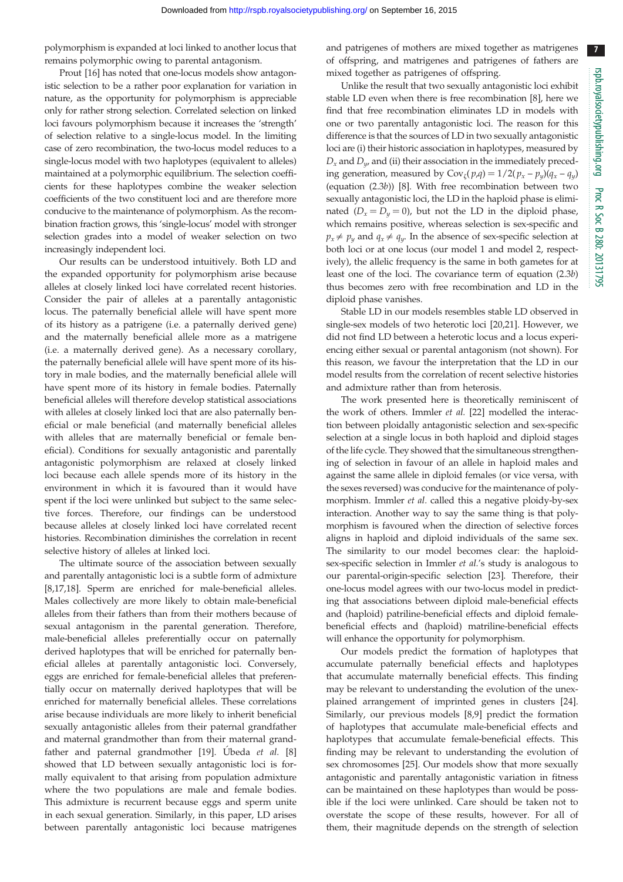polymorphism is expanded at loci linked to another locus that remains polymorphic owing to parental antagonism.

Prout [16] has noted that one-locus models show antagonistic selection to be a rather poor explanation for variation in nature, as the opportunity for polymorphism is appreciable only for rather strong selection. Correlated selection on linked loci favours polymorphism because it increases the 'strength' of selection relative to a single-locus model. In the limiting case of zero recombination, the two-locus model reduces to a single-locus model with two haplotypes (equivalent to alleles) maintained at a polymorphic equilibrium. The selection coefficients for these haplotypes combine the weaker selection coefficients of the two constituent loci and are therefore more conducive to the maintenance of polymorphism. As the recombination fraction grows, this 'single-locus' model with stronger selection grades into a model of weaker selection on two increasingly independent loci.

Our results can be understood intuitively. Both LD and the expanded opportunity for polymorphism arise because alleles at closely linked loci have correlated recent histories. Consider the pair of alleles at a parentally antagonistic locus. The paternally beneficial allele will have spent more of its history as a patrigene (i.e. a paternally derived gene) and the maternally beneficial allele more as a matrigene (i.e. a maternally derived gene). As a necessary corollary, the paternally beneficial allele will have spent more of its history in male bodies, and the maternally beneficial allele will have spent more of its history in female bodies. Paternally beneficial alleles will therefore develop statistical associations with alleles at closely linked loci that are also paternally beneficial or male beneficial (and maternally beneficial alleles with alleles that are maternally beneficial or female beneficial). Conditions for sexually antagonistic and parentally antagonistic polymorphism are relaxed at closely linked loci because each allele spends more of its history in the environment in which it is favoured than it would have spent if the loci were unlinked but subject to the same selective forces. Therefore, our findings can be understood because alleles at closely linked loci have correlated recent histories. Recombination diminishes the correlation in recent selective history of alleles at linked loci.

The ultimate source of the association between sexually and parentally antagonistic loci is a subtle form of admixture [8,17,18]. Sperm are enriched for male-beneficial alleles. Males collectively are more likely to obtain male-beneficial alleles from their fathers than from their mothers because of sexual antagonism in the parental generation. Therefore, male-beneficial alleles preferentially occur on paternally derived haplotypes that will be enriched for paternally beneficial alleles at parentally antagonistic loci. Conversely, eggs are enriched for female-beneficial alleles that preferentially occur on maternally derived haplotypes that will be enriched for maternally beneficial alleles. These correlations arise because individuals are more likely to inherit beneficial sexually antagonistic alleles from their paternal grandfather and maternal grandmother than from their maternal grandfather and paternal grandmother [19]. Úbeda *et al.* [8] showed that LD between sexually antagonistic loci is formally equivalent to that arising from population admixture where the two populations are male and female bodies. This admixture is recurrent because eggs and sperm unite in each sexual generation. Similarly, in this paper, LD arises between parentally antagonistic loci because matrigenes and patrigenes of mothers are mixed together as matrigenes of offspring, and matrigenes and patrigenes of fathers are mixed together as patrigenes of offspring.

Unlike the result that two sexually antagonistic loci exhibit stable LD even when there is free recombination [8], here we find that free recombination eliminates LD in models with one or two parentally antagonistic loci. The reason for this difference is that the sources of LD in two sexually antagonistic loci are (i) their historic association in haplotypes, measured by $D_x$ and $D_y$, and (ii) their association in the immediately preceding generation, measured by $\mathrm{Cov}_\xi(p,q) = 1/2(p_x - p_y)(q_x - q_y)$ (equation (2.3*b*)) [8]. With free recombination between two sexually antagonistic loci, the LD in the haploid phase is eliminated ($D_x = D_y = 0$), but not the LD in the diploid phase, which remains positive, whereas selection is sex-specific and $p_x \neq p_y$ and $q_x \neq q_y$. In the absence of sex-specific selection at both loci or at one locus (our model 1 and model 2, respectively), the allelic frequency is the same in both gametes for at least one of the loci. The covariance term of equation (2.3*b*) thus becomes zero with free recombination and LD in the diploid phase vanishes.

Stable LD in our models resembles stable LD observed in single-sex models of two heterotic loci [20,21]. However, we did not find LD between a heterotic locus and a locus experiencing either sexual or parental antagonism (not shown). For this reason, we favour the interpretation that the LD in our model results from the correlation of recent selective histories and admixture rather than from heterosis.

The work presented here is theoretically reminiscent of the work of others. Immler *et al.* [22] modelled the interaction between ploidally antagonistic selection and sex-specific selection at a single locus in both haploid and diploid stages of the life cycle. They showed that the simultaneous strengthening of selection in favour of an allele in haploid males and against the same allele in diploid females (or vice versa, with the sexes reversed) was conducive for the maintenance of polymorphism. Immler *et al.* called this a negative ploidy-by-sex interaction. Another way to say the same thing is that polymorphism is favoured when the direction of selective forces aligns in haploid and diploid individuals of the same sex. The similarity to our model becomes clear: the haploid-sex-specific selection in Immler *et al.*'s study is analogous to our parental-origin-specific selection [23]. Therefore, their one-locus model agrees with our two-locus model in predicting that associations between diploid male-beneficial effects and (haploid) patriline-beneficial effects and diploid female-beneficial effects and (haploid) matriline-beneficial effects will enhance the opportunity for polymorphism.

Our models predict the formation of haplotypes that accumulate paternally beneficial effects and haplotypes that accumulate maternally beneficial effects. This finding may be relevant to understanding the evolution of the unexplained arrangement of imprinted genes in clusters [24]. Similarly, our previous models [8,9] predict the formation of haplotypes that accumulate male-beneficial effects and haplotypes that accumulate female-beneficial effects. This finding may be relevant to understanding the evolution of sex chromosomes [25]. Our models show that more sexually antagonistic and parentally antagonistic variation in fitness can be maintained on these haplotypes than would be possible if the loci were unlinked. Care should be taken not to overstate the scope of these results, however. For all of them, their magnitude depends on the strength of selection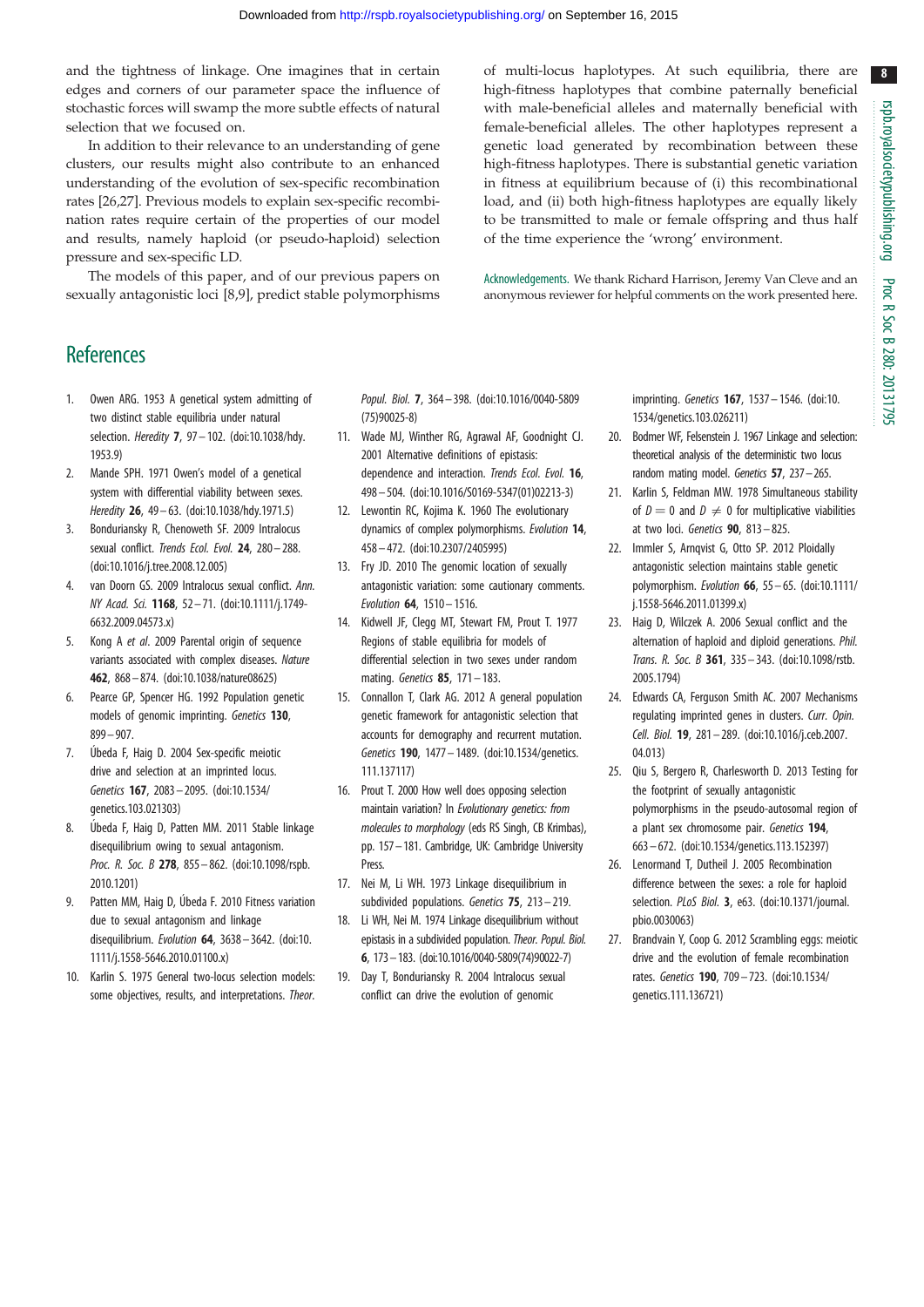and the tightness of linkage. One imagines that in certain edges and corners of our parameter space the influence of stochastic forces will swamp the more subtle effects of natural selection that we focused on.

In addition to their relevance to an understanding of gene clusters, our results might also contribute to an enhanced understanding of the evolution of sex-specific recombination rates [26,27]. Previous models to explain sex-specific recombination rates require certain of the properties of our model and results, namely haploid (or pseudo-haploid) selection pressure and sex-specific LD.

The models of this paper, and of our previous papers on sexually antagonistic loci [8,9], predict stable polymorphisms of multi-locus haplotypes. At such equilibria, there are high-fitness haplotypes that combine paternally beneficial with male-beneficial alleles and maternally beneficial with female-beneficial alleles. The other haplotypes represent a genetic load generated by recombination between these high-fitness haplotypes. There is substantial genetic variation in fitness at equilibrium because of (i) this recombinational load, and (ii) both high-fitness haplotypes are equally likely to be transmitted to male or female offspring and thus half of the time experience the 'wrong' environment.

Acknowledgements. We thank Richard Harrison, Jeremy Van Cleve and an anonymous reviewer for helpful comments on the work presented here.

## References

1. Owen ARG. 1953 A genetical system admitting of two distinct stable equilibria under natural selection. *Heredity* **7**, 97–102. (doi:10.1038/hdy.1953.9)
2. Mande SPH. 1971 Owen's model of a genetical system with differential viability between sexes. *Heredity* **26**, 49–63. (doi:10.1038/hdy.1971.5)
3. Bonduriansky R, Chenoweth SF. 2009 Intralocus sexual conflict. *Trends Ecol. Evol.* **24**, 280–288. (doi:10.1016/j.tree.2008.12.005)
4. van Doorn GS. 2009 Intralocus sexual conflict. *Ann. NY Acad. Sci.* **1168**, 52–71. (doi:10.1111/j.1749-6632.2009.04573.x)
5. Kong A *et al.* 2009 Parental origin of sequence variants associated with complex diseases. *Nature* **462**, 868–874. (doi:10.1038/nature08625)
6. Pearce GP, Spencer HG. 1992 Population genetic models of genomic imprinting. *Genetics* **130**, 899–907.
7. Úbeda F, Haig D. 2004 Sex-specific meiotic drive and selection at an imprinted locus. *Genetics* **167**, 2083–2095. (doi:10.1534/genetics.103.021303)
8. Úbeda F, Haig D, Patten MM. 2011 Stable linkage disequilibrium owing to sexual antagonism. *Proc. R. Soc. B* **278**, 855–862. (doi:10.1098/rspb.2010.1201)
9. Patten MM, Haig D, Úbeda F. 2010 Fitness variation due to sexual antagonism and linkage disequilibrium. *Evolution* **64**, 3638–3642. (doi:10.1111/j.1558-5646.2010.01100.x)
10. Karlin S. 1975 General two-locus selection models: some objectives, results, and interpretations. *Theor. Popul. Biol.* **7**, 364–398. (doi:10.1016/0040-5809(75)90025-8)
11. Wade MJ, Winther RG, Agrawal AF, Goodnight CJ. 2001 Alternative definitions of epistasis: dependence and interaction. *Trends Ecol. Evol.* **16**, 498–504. (doi:10.1016/S0169-5347(01)02213-3)
12. Lewontin RC, Kojima K. 1960 The evolutionary dynamics of complex polymorphisms. *Evolution* **14**, 458–472. (doi:10.2307/2405995)
13. Fry JD. 2010 The genomic location of sexually antagonistic variation: some cautionary comments. *Evolution* **64**, 1510–1516.
14. Kidwell JF, Clegg MT, Stewart FM, Prout T. 1977 Regions of stable equilibria for models of differential selection in two sexes under random mating. *Genetics* **85**, 171–183.
15. Connallon T, Clark AG. 2012 A general population genetic framework for antagonistic selection that accounts for demography and recurrent mutation. *Genetics* **190**, 1477–1489. (doi:10.1534/genetics.111.137117)
16. Prout T. 2000 How well does opposing selection maintain variation? In *Evolutionary genetics: from molecules to morphology* (eds RS Singh, CB Krimbas), pp. 157–181. Cambridge, UK: Cambridge University Press.
17. Nei M, Li WH. 1973 Linkage disequilibrium in subdivided populations. *Genetics* **75**, 213–219.
18. Li WH, Nei M. 1974 Linkage disequilibrium without epistasis in a subdivided population. *Theor. Popul. Biol.* **6**, 173–183. (doi:10.1016/0040-5809(74)90022-7)
19. Day T, Bonduriansky R. 2004 Intralocus sexual conflict can drive the evolution of genomic imprinting. *Genetics* **167**, 1537–1546. (doi:10.1534/genetics.103.026211)
20. Bodmer WF, Felsenstein J. 1967 Linkage and selection: theoretical analysis of the deterministic two locus random mating model. *Genetics* **57**, 237–265.
21. Karlin S, Feldman MW. 1978 Simultaneous stability of $D = 0$ and $D \neq 0$ for multiplicative viabilities at two loci. *Genetics* **90**, 813–825.
22. Immler S, Arnqvist G, Otto SP. 2012 Ploidally antagonistic selection maintains stable genetic polymorphism. *Evolution* **66**, 55–65. (doi:10.1111/j.1558-5646.2011.01399.x)
23. Haig D, Wilczek A. 2006 Sexual conflict and the alternation of haploid and diploid generations. *Phil. Trans. R. Soc. B* **361**, 335–343. (doi:10.1098/rstb.2005.1794)
24. Edwards CA, Ferguson Smith AC. 2007 Mechanisms regulating imprinted genes in clusters. *Curr. Opin. Cell. Biol.* **19**, 281–289. (doi:10.1016/j.ceb.2007.04.013)
25. Qiu S, Bergero R, Charlesworth D. 2013 Testing for the footprint of sexually antagonistic polymorphisms in the pseudo-autosomal region of a plant sex chromosome pair. *Genetics* **194**, 663–672. (doi:10.1534/genetics.113.152397)
26. Lenormand T, Dutheil J. 2005 Recombination difference between the sexes: a role for haploid selection. *PLoS Biol.* **3**, e63. (doi:10.1371/journal.pbio.0030063)
27. Brandvain Y, Coop G. 2012 Scrambling eggs: meiotic drive and the evolution of female recombination rates. *Genetics* **190**, 709–723. (doi:10.1534/genetics.111.136721)